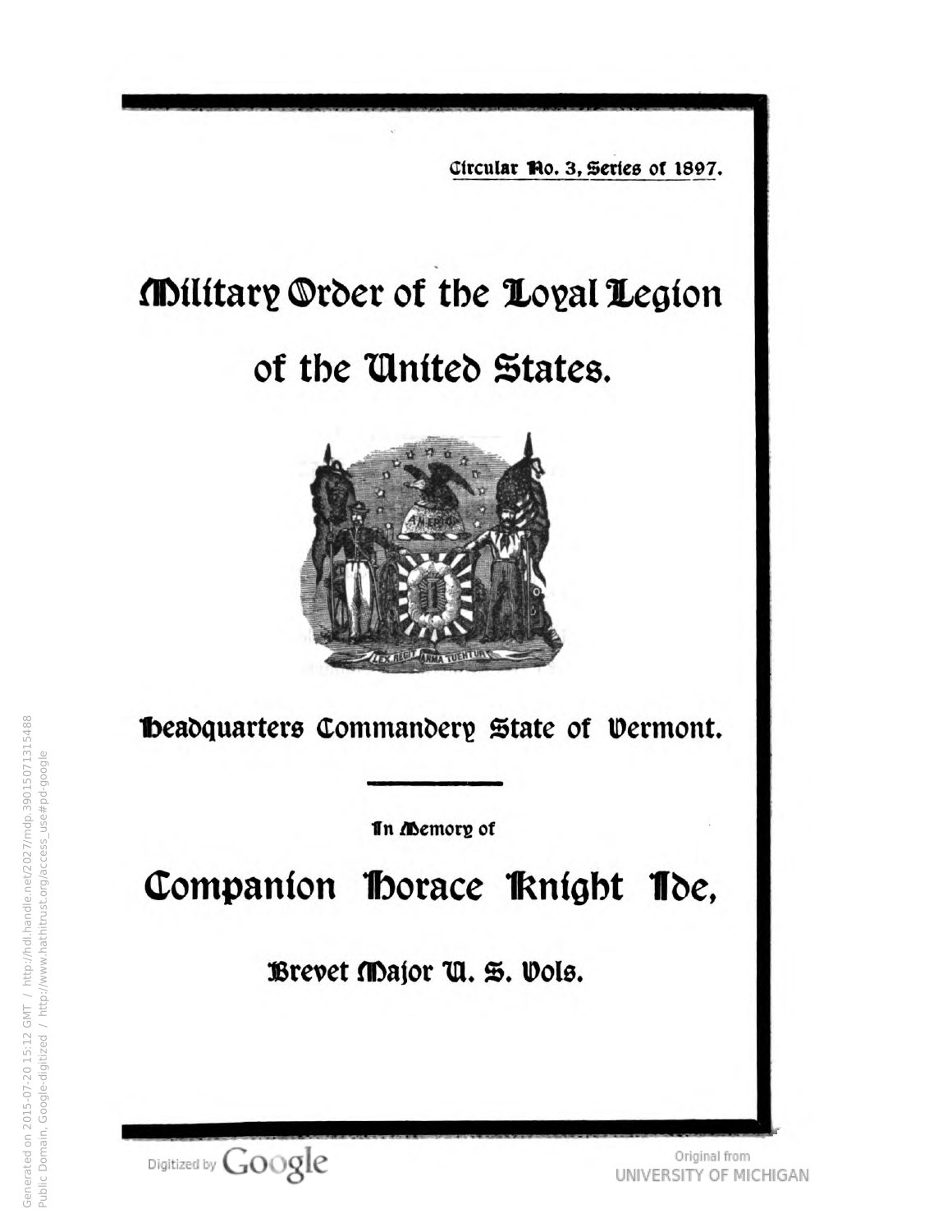Circular No. 3, Series of 1897.

# Military Order of the Loyal Legion of the United States.

## Headquarters Commandery State of Vermont.

In Memory of

# Companion Horace Knight Ide,

## Brevet Major U. S. Vols.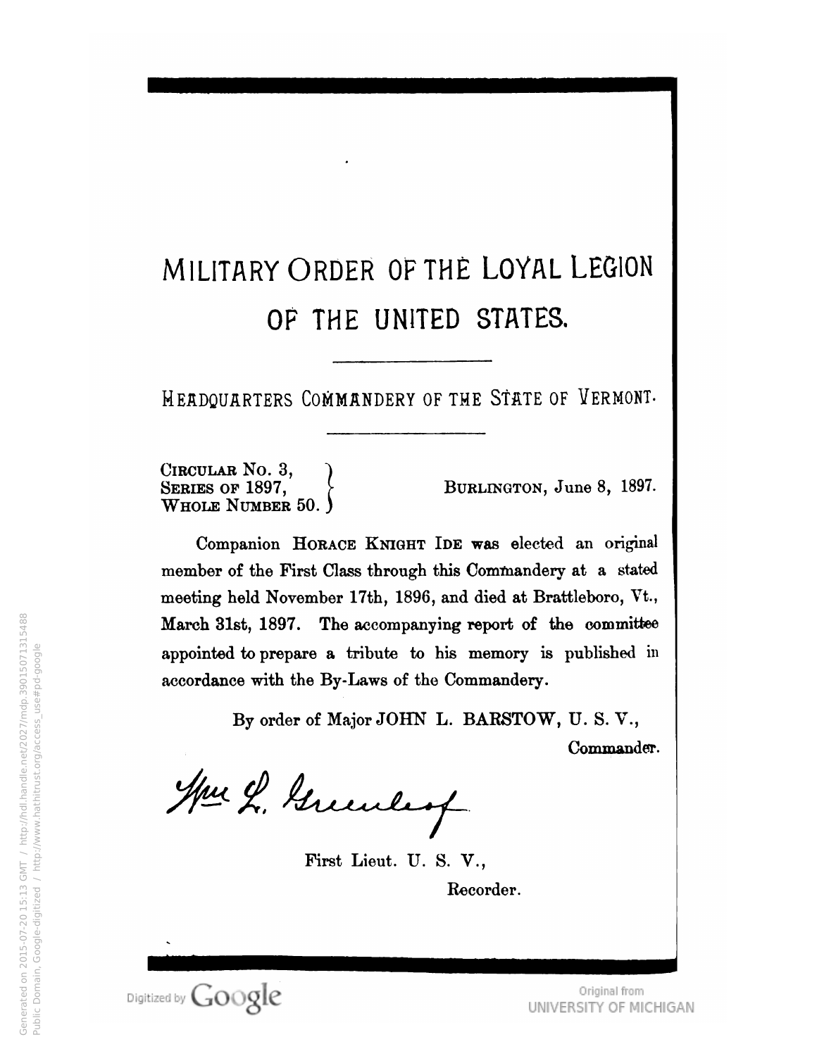# MILITARY ORDER OF THE LOYAL LEGION OF THE UNITED STATES.

---

## HEADQUARTERS COMMANDERY OF THE STATE OF VERMONT.

---

CIRCULAR NO. 3,
SERIES OF 1897,
WHOLE NUMBER 50.

BURLINGTON, June 8, 1897.

Companion HORACE KNIGHT IDE was elected an original member of the First Class through this Commandery at a stated meeting held November 17th, 1896, and died at Brattleboro, Vt., March 31st, 1897. The accompanying report of the committee appointed to prepare a tribute to his memory is published in accordance with the By-Laws of the Commandery.

By order of Major JOHN L. BARSTOW, U. S. V.,
Commander.

Wm. L. Greenleaf

First Lieut. U. S. V.,
Recorder.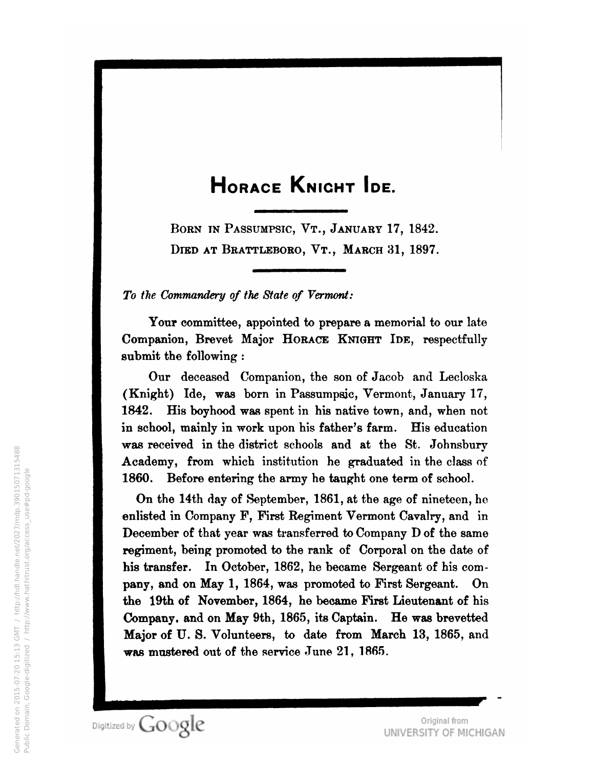# Horace Knight Ide.

Born in Passumpsic, Vt., January 17, 1842.
Died at Brattleboro, Vt., March 31, 1897.

*To the Commandery of the State of Vermont:*

Your committee, appointed to prepare a memorial to our late Companion, Brevet Major Horace Knight Ide, respectfully submit the following :

Our deceased Companion, the son of Jacob and Lecloska (Knight) Ide, was born in Passumpsic, Vermont, January 17, 1842. His boyhood was spent in his native town, and, when not in school, mainly in work upon his father's farm. His education was received in the district schools and at the St. Johnsbury Academy, from which institution he graduated in the class of 1860. Before entering the army he taught one term of school.

On the 14th day of September, 1861, at the age of nineteen, he enlisted in Company F, First Regiment Vermont Cavalry, and in December of that year was transferred to Company D of the same regiment, being promoted to the rank of Corporal on the date of his transfer. In October, 1862, he became Sergeant of his company, and on May 1, 1864, was promoted to First Sergeant. On the 19th of November, 1864, he became First Lieutenant of his Company, and on May 9th, 1865, its Captain. He was brevetted Major of U. S. Volunteers, to date from March 13, 1865, and was mustered out of the service June 21, 1865.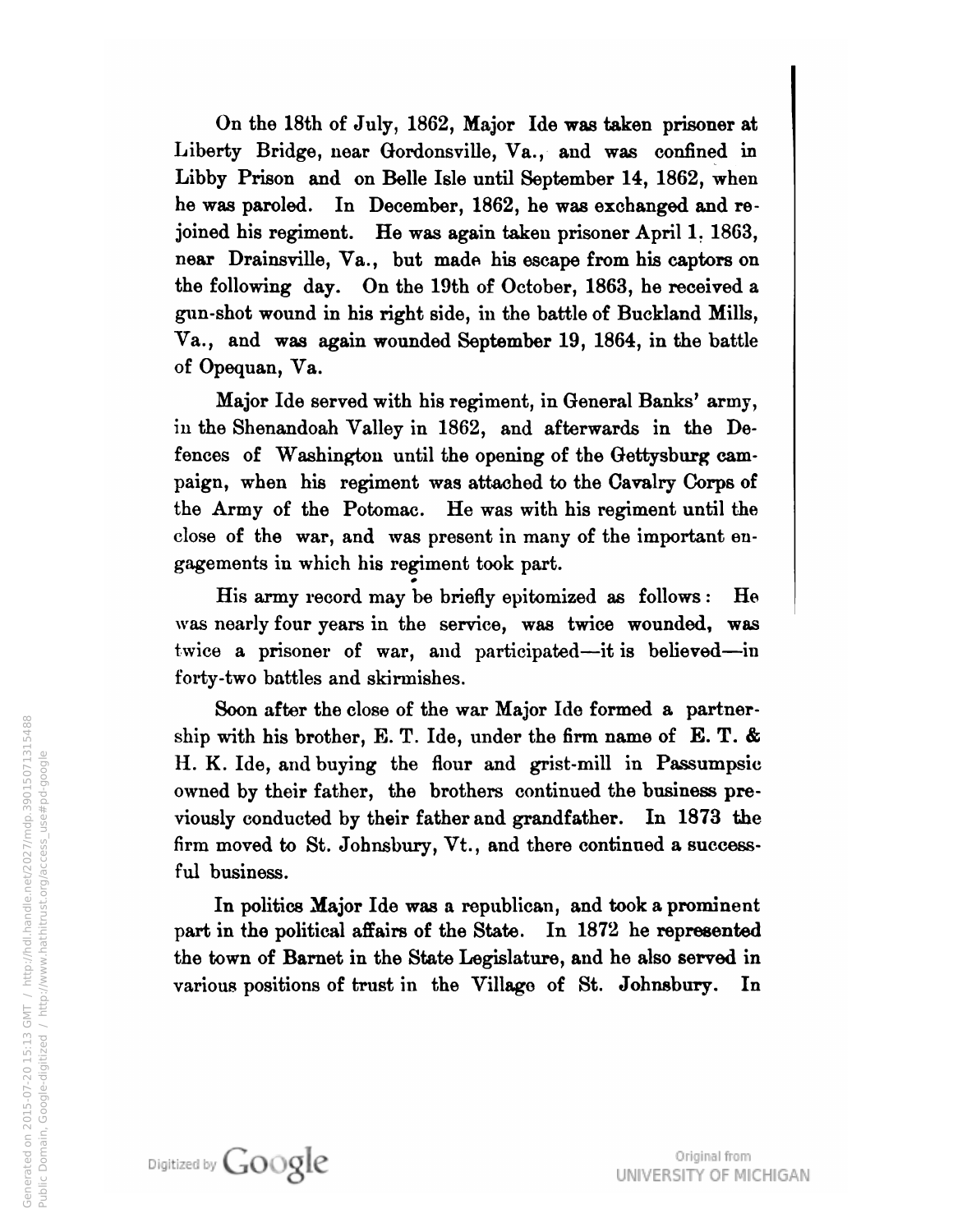On the 18th of July, 1862, Major Ide was taken prisoner at Liberty Bridge, near Gordonsville, Va., and was confined in Libby Prison and on Belle Isle until September 14, 1862, when he was paroled. In December, 1862, he was exchanged and rejoined his regiment. He was again taken prisoner April 1, 1863, near Drainsville, Va., but made his escape from his captors on the following day. On the 19th of October, 1863, he received a gun-shot wound in his right side, in the battle of Buckland Mills, Va., and was again wounded September 19, 1864, in the battle of Opequan, Va.

Major Ide served with his regiment, in General Banks' army, in the Shenandoah Valley in 1862, and afterwards in the Defences of Washington until the opening of the Gettysburg campaign, when his regiment was attached to the Cavalry Corps of the Army of the Potomac. He was with his regiment until the close of the war, and was present in many of the important engagements in which his regiment took part.

His army record may be briefly epitomized as follows: He was nearly four years in the service, was twice wounded, was twice a prisoner of war, and participated—it is believed—in forty-two battles and skirmishes.

Soon after the close of the war Major Ide formed a partnership with his brother, E. T. Ide, under the firm name of **E. T. & H. K. Ide**, and buying the flour and grist-mill in Passumpsic owned by their father, the brothers continued the business previously conducted by their father and grandfather. In 1873 the firm moved to St. Johnsbury, Vt., and there continued a successful business.

In politics Major Ide was a republican, and took a prominent part in the political affairs of the State. In 1872 he represented the town of Barnet in the State Legislature, and he also served in various positions of trust in the Village of St. Johnsbury. In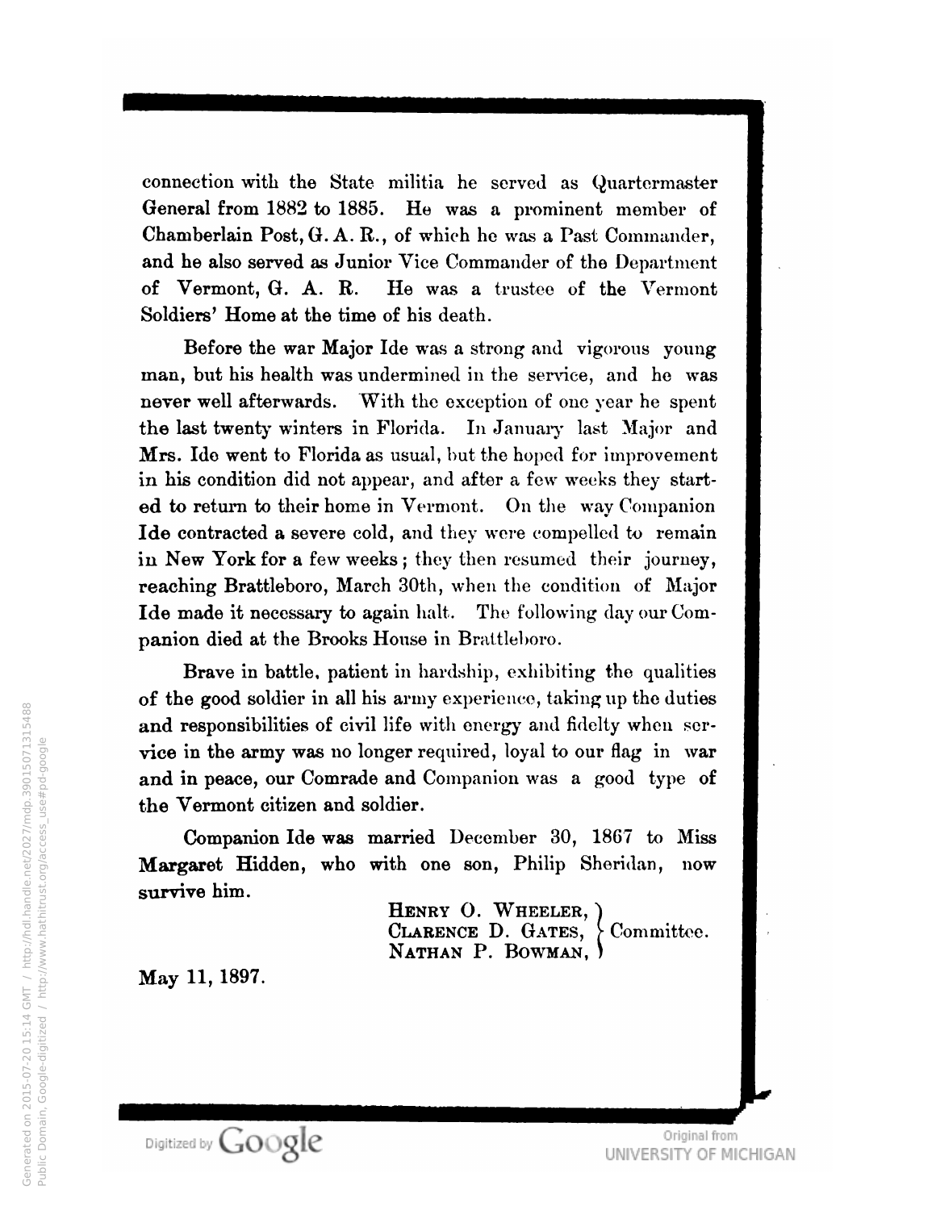connection with the State militia he served as Quartermaster General from 1882 to 1885. He was a prominent member of Chamberlain Post, G. A. R., of which he was a Past Commander, and he also served as Junior Vice Commander of the Department of Vermont, G. A. R. He was a trustee of the Vermont Soldiers' Home at the time of his death.

Before the war Major Ide was a strong and vigorous young man, but his health was undermined in the service, and he was never well afterwards. With the exception of one year he spent the last twenty winters in Florida. In January last Major and Mrs. Ide went to Florida as usual, but the hoped for improvement in his condition did not appear, and after a few weeks they started to return to their home in Vermont. On the way Companion Ide contracted a severe cold, and they were compelled to remain in New York for a few weeks; they then resumed their journey, reaching Brattleboro, March 30th, when the condition of Major Ide made it necessary to again halt. The following day our Companion died at the Brooks House in Brattleboro.

Brave in battle, patient in hardship, exhibiting the qualities of the good soldier in all his army experience, taking up the duties and responsibilities of civil life with energy and fidelty when service in the army was no longer required, loyal to our flag in war and in peace, our Comrade and Companion was a good type of the Vermont citizen and soldier.

Companion Ide was married December 30, 1867 to Miss Margaret Hidden, who with one son, Philip Sheridan, now survive him.

HENRY O. WHEELER,  
CLARENCE D. GATES,  
NATHAN P. BOWMAN,  
Committee.

May 11, 1897.